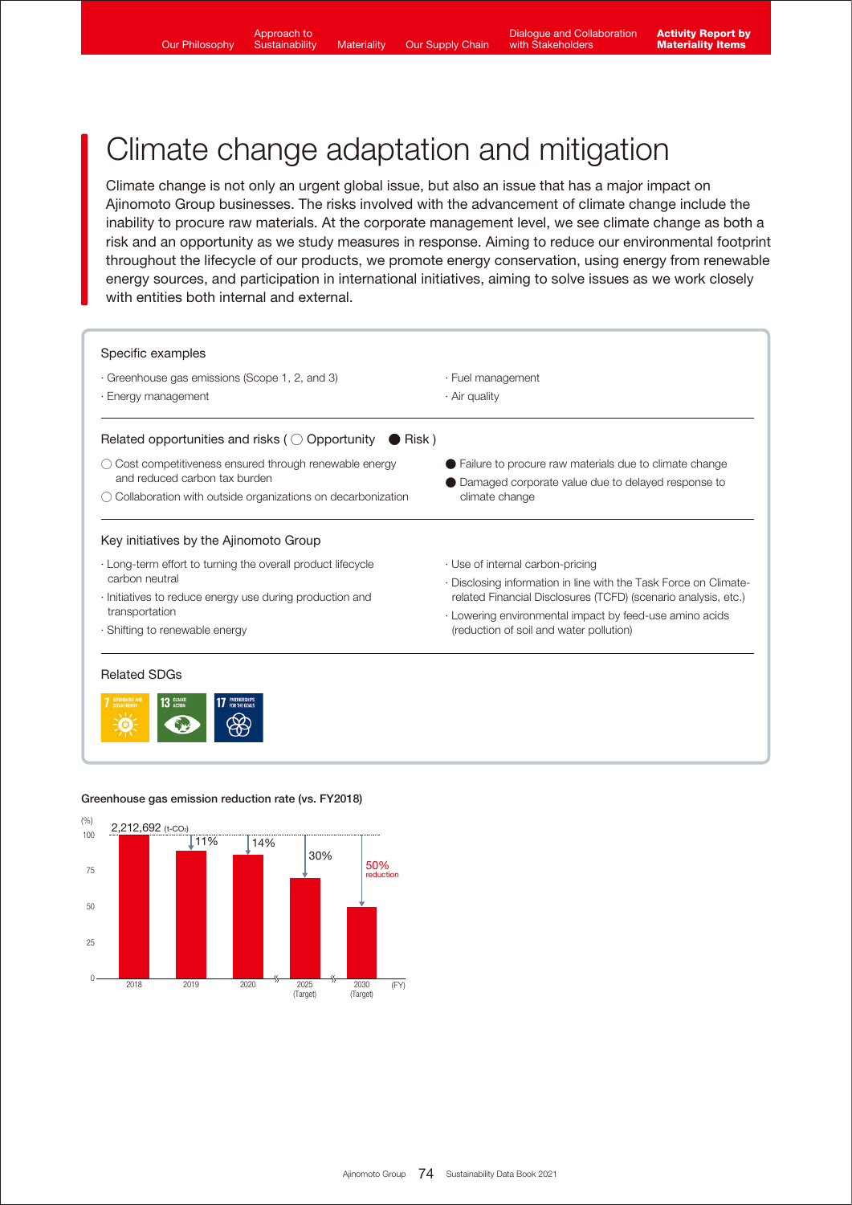# Climate change adaptation and mitigation

Climate change is not only an urgent global issue, but also an issue that has a major impact on Ajinomoto Group businesses. The risks involved with the advancement of climate change include the inability to procure raw materials. At the corporate management level, we see climate change as both a risk and an opportunity as we study measures in response. Aiming to reduce our environmental footprint throughout the lifecycle of our products, we promote energy conservation, using energy from renewable energy sources, and participation in international initiatives, aiming to solve issues as we work closely with entities both internal and external.

### Specific examples

- Greenhouse gas emissions (Scope 1, 2, and 3)
- Energy management
- Fuel management
- Air quality

### Related opportunities and risks (○ Opportunity ● Risk)

○ Cost competitiveness ensured through renewable energy and reduced carbon tax burden
○ Collaboration with outside organizations on decarbonization
● Failure to procure raw materials due to climate change
● Damaged corporate value due to delayed response to climate change

### Key initiatives by the Ajinomoto Group

- Long-term effort to turning the overall product lifecycle carbon neutral
- Initiatives to reduce energy use during production and transportation
- Shifting to renewable energy
- Use of internal carbon-pricing
- Disclosing information in line with the Task Force on Climate-related Financial Disclosures (TCFD) (scenario analysis, etc.)
- Lowering environmental impact by feed-use amino acids (reduction of soil and water pollution)

### Related SDGs

7 AFFORDABLE AND CLEAN ENERGY
13 CLIMATE ACTION
17 PARTNERSHIPS FOR THE GOALS

**Greenhouse gas emission reduction rate (vs. FY2018)**

| FY | Reduction vs. FY2018 |
| --- | --- |
| 2018 | 2,212,692 (t-$CO_2$) (100%) |
| 2019 | 11% |
| 2020 | 14% |
| 2025 (Target) | 30% |
| 2030 (Target) | 50% reduction |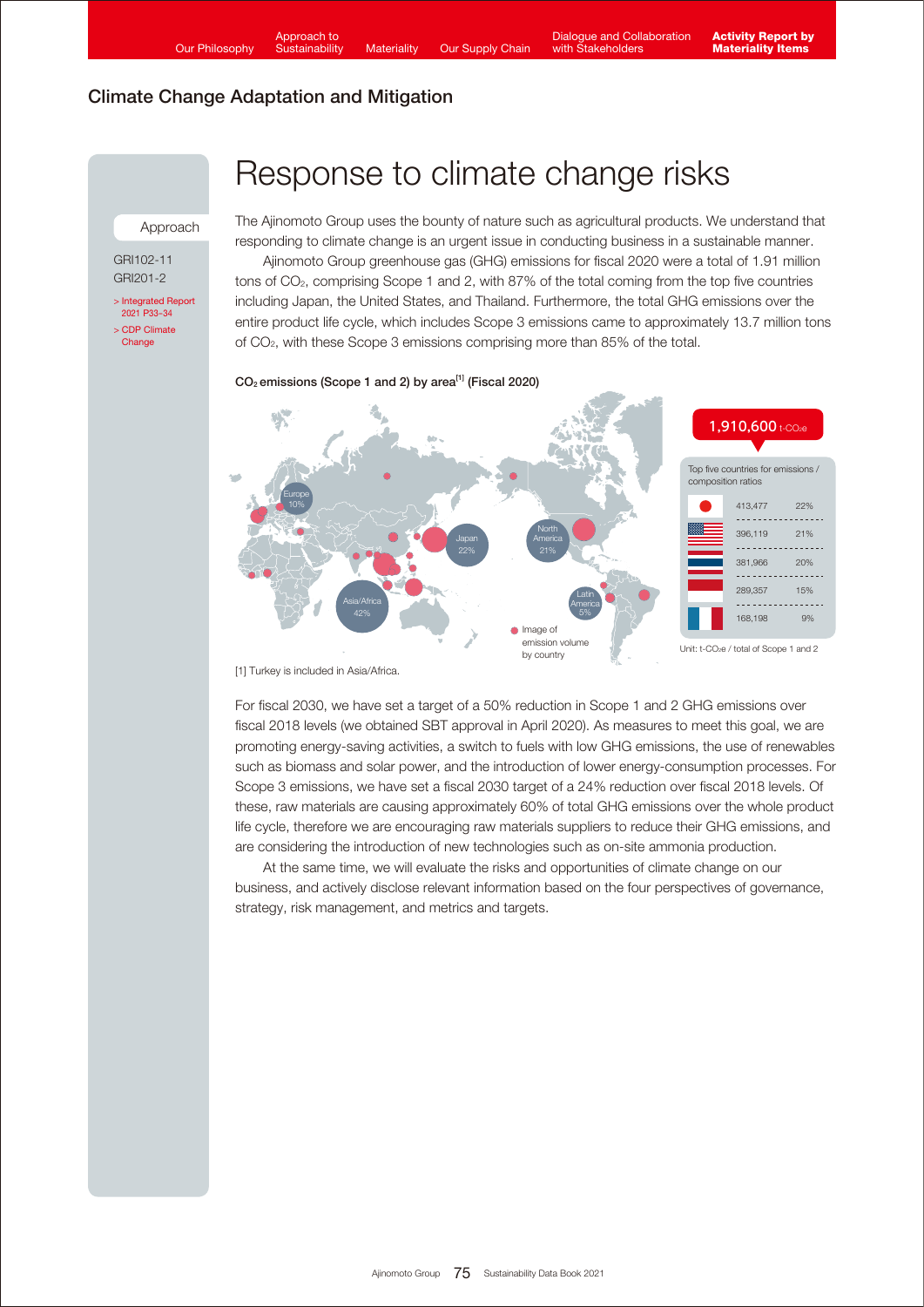## Climate Change Adaptation and Mitigation

# Response to climate change risks

Approach

GRI102-11
GRI201-2

> Integrated Report 2021 P33–34
> CDP Climate Change

The Ajinomoto Group uses the bounty of nature such as agricultural products. We understand that responding to climate change is an urgent issue in conducting business in a sustainable manner.

Ajinomoto Group greenhouse gas (GHG) emissions for fiscal 2020 were a total of 1.91 million tons of $CO_2$, comprising Scope 1 and 2, with 87% of the total coming from the top five countries including Japan, the United States, and Thailand. Furthermore, the total GHG emissions over the entire product life cycle, which includes Scope 3 emissions came to approximately 13.7 million tons of $CO_2$, with these Scope 3 emissions comprising more than 85% of the total.

**$CO_2$ emissions (Scope 1 and 2) by area[1] (Fiscal 2020)**

Europe 10%, Japan 22%, North America 21%, Asia/Africa 42%, Latin America 5%

Image of emission volume by country

**1,910,600 t-$CO_2$e**

Top five countries for emissions / composition ratios

| Country | Emissions | Ratio |
|---|---|---|
| Japan | 413,477 | 22% |
| United States | 396,119 | 21% |
| Thailand | 381,966 | 20% |
| Indonesia | 289,357 | 15% |
| France | 168,198 | 9% |

Unit: t-$CO_2$e / total of Scope 1 and 2

[1] Turkey is included in Asia/Africa.

For fiscal 2030, we have set a target of a 50% reduction in Scope 1 and 2 GHG emissions over fiscal 2018 levels (we obtained SBT approval in April 2020). As measures to meet this goal, we are promoting energy-saving activities, a switch to fuels with low GHG emissions, the use of renewables such as biomass and solar power, and the introduction of lower energy-consumption processes. For Scope 3 emissions, we have set a fiscal 2030 target of a 24% reduction over fiscal 2018 levels. Of these, raw materials are causing approximately 60% of total GHG emissions over the whole product life cycle, therefore we are encouraging raw materials suppliers to reduce their GHG emissions, and are considering the introduction of new technologies such as on-site ammonia production.

At the same time, we will evaluate the risks and opportunities of climate change on our business, and actively disclose relevant information based on the four perspectives of governance, strategy, risk management, and metrics and targets.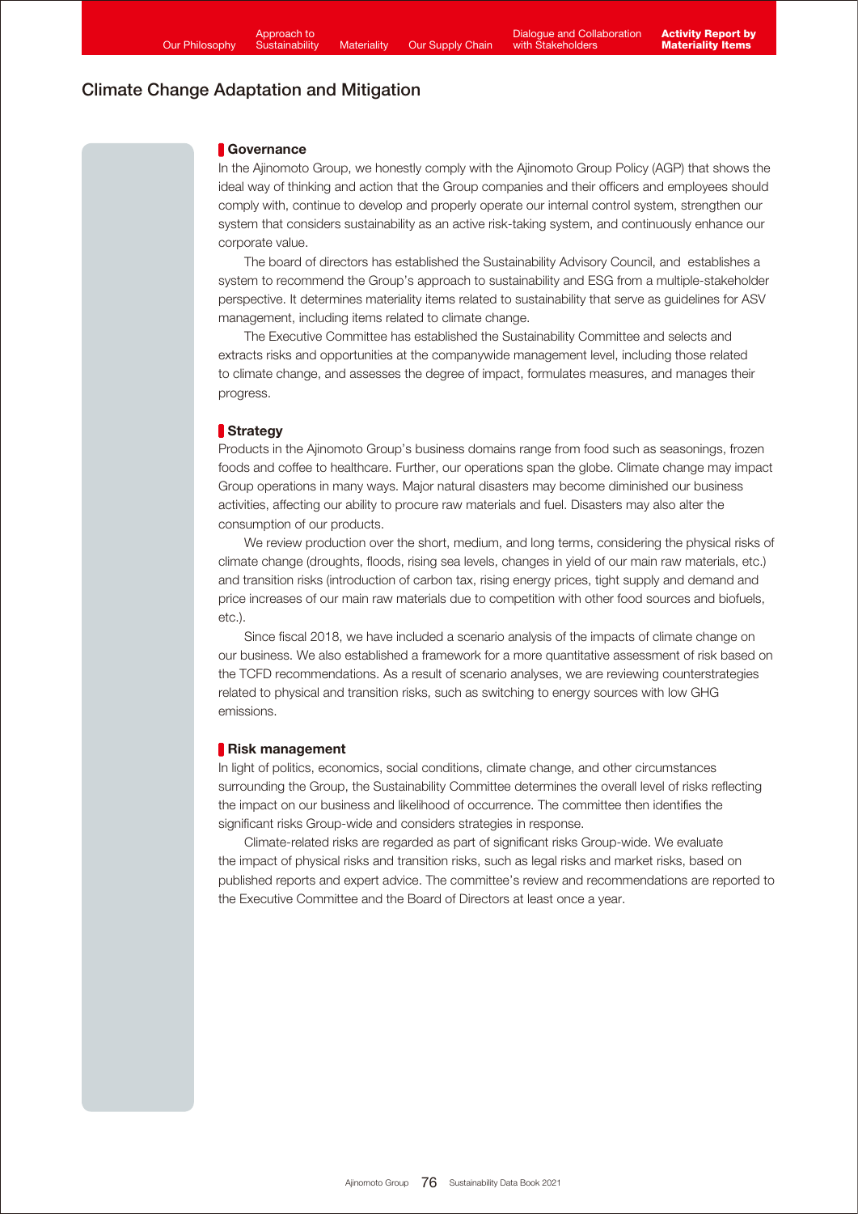## Climate Change Adaptation and Mitigation

### Governance

In the Ajinomoto Group, we honestly comply with the Ajinomoto Group Policy (AGP) that shows the ideal way of thinking and action that the Group companies and their officers and employees should comply with, continue to develop and properly operate our internal control system, strengthen our system that considers sustainability as an active risk-taking system, and continuously enhance our corporate value.

The board of directors has established the Sustainability Advisory Council, and establishes a system to recommend the Group's approach to sustainability and ESG from a multiple-stakeholder perspective. It determines materiality items related to sustainability that serve as guidelines for ASV management, including items related to climate change.

The Executive Committee has established the Sustainability Committee and selects and extracts risks and opportunities at the companywide management level, including those related to climate change, and assesses the degree of impact, formulates measures, and manages their progress.

### Strategy

Products in the Ajinomoto Group's business domains range from food such as seasonings, frozen foods and coffee to healthcare. Further, our operations span the globe. Climate change may impact Group operations in many ways. Major natural disasters may become diminished our business activities, affecting our ability to procure raw materials and fuel. Disasters may also alter the consumption of our products.

We review production over the short, medium, and long terms, considering the physical risks of climate change (droughts, floods, rising sea levels, changes in yield of our main raw materials, etc.) and transition risks (introduction of carbon tax, rising energy prices, tight supply and demand and price increases of our main raw materials due to competition with other food sources and biofuels, etc.).

Since fiscal 2018, we have included a scenario analysis of the impacts of climate change on our business. We also established a framework for a more quantitative assessment of risk based on the TCFD recommendations. As a result of scenario analyses, we are reviewing counterstrategies related to physical and transition risks, such as switching to energy sources with low GHG emissions.

### Risk management

In light of politics, economics, social conditions, climate change, and other circumstances surrounding the Group, the Sustainability Committee determines the overall level of risks reflecting the impact on our business and likelihood of occurrence. The committee then identifies the significant risks Group-wide and considers strategies in response.

Climate-related risks are regarded as part of significant risks Group-wide. We evaluate the impact of physical risks and transition risks, such as legal risks and market risks, based on published reports and expert advice. The committee's review and recommendations are reported to the Executive Committee and the Board of Directors at least once a year.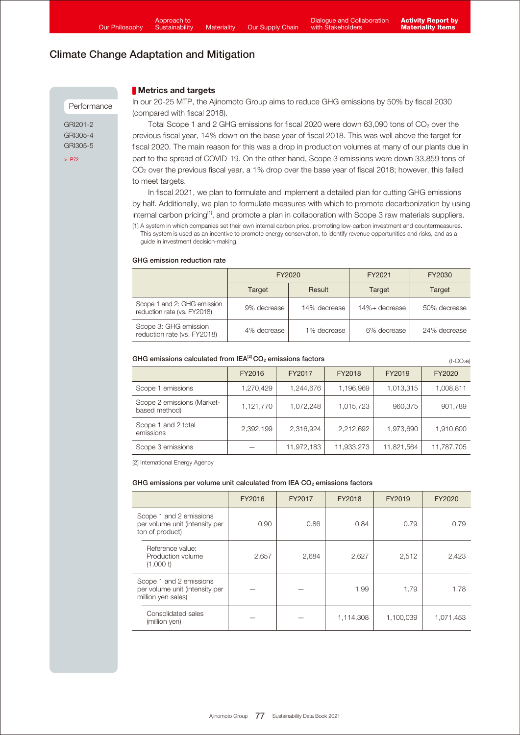# Climate Change Adaptation and Mitigation

Performance

GRI201-2
GRI305-4
GRI305-5

> P72

## Metrics and targets

In our 20-25 MTP, the Ajinomoto Group aims to reduce GHG emissions by 50% by fiscal 2030 (compared with fiscal 2018).

Total Scope 1 and 2 GHG emissions for fiscal 2020 were down 63,090 tons of $CO_2$ over the previous fiscal year, 14% down on the base year of fiscal 2018. This was well above the target for fiscal 2020. The main reason for this was a drop in production volumes at many of our plants due in part to the spread of COVID-19. On the other hand, Scope 3 emissions were down 33,859 tons of $CO_2$ over the previous fiscal year, a 1% drop over the base year of fiscal 2018; however, this failed to meet targets.

In fiscal 2021, we plan to formulate and implement a detailed plan for cutting GHG emissions by half. Additionally, we plan to formulate measures with which to promote decarbonization by using internal carbon pricing[1], and promote a plan in collaboration with Scope 3 raw materials suppliers.

[1] A system in which companies set their own internal carbon price, promoting low-carbon investment and countermeasures. This system is used as an incentive to promote energy conservation, to identify revenue opportunities and risks, and as a guide in investment decision-making.

### GHG emission reduction rate

| | FY2020 | | FY2021 | FY2030 |
|---|---|---|---|---|
| | Target | Result | Target | Target |
| Scope 1 and 2: GHG emission reduction rate (vs. FY2018) | 9% decrease | 14% decrease | 14%+ decrease | 50% decrease |
| Scope 3: GHG emission reduction rate (vs. FY2018) | 4% decrease | 1% decrease | 6% decrease | 24% decrease |

### GHG emissions calculated from IEA[2] $CO_2$ emissions factors

(t-$CO_2$e)

| | FY2016 | FY2017 | FY2018 | FY2019 | FY2020 |
|---|---|---|---|---|---|
| Scope 1 emissions | 1,270,429 | 1,244,676 | 1,196,969 | 1,013,315 | 1,008,811 |
| Scope 2 emissions (Market-based method) | 1,121,770 | 1,072,248 | 1,015,723 | 960,375 | 901,789 |
| Scope 1 and 2 total emissions | 2,392,199 | 2,316,924 | 2,212,692 | 1,973,690 | 1,910,600 |
| Scope 3 emissions | — | 11,972,183 | 11,933,273 | 11,821,564 | 11,787,705 |

[2] International Energy Agency

### GHG emissions per volume unit calculated from IEA $CO_2$ emissions factors

| | FY2016 | FY2017 | FY2018 | FY2019 | FY2020 |
|---|---|---|---|---|---|
| Scope 1 and 2 emissions per volume unit (intensity per ton of product) | 0.90 | 0.86 | 0.84 | 0.79 | 0.79 |
| Reference value: Production volume (1,000 t) | 2,657 | 2,684 | 2,627 | 2,512 | 2,423 |
| Scope 1 and 2 emissions per volume unit (intensity per million yen sales) | — | — | 1.99 | 1.79 | 1.78 |
| Consolidated sales (million yen) | — | — | 1,114,308 | 1,100,039 | 1,071,453 |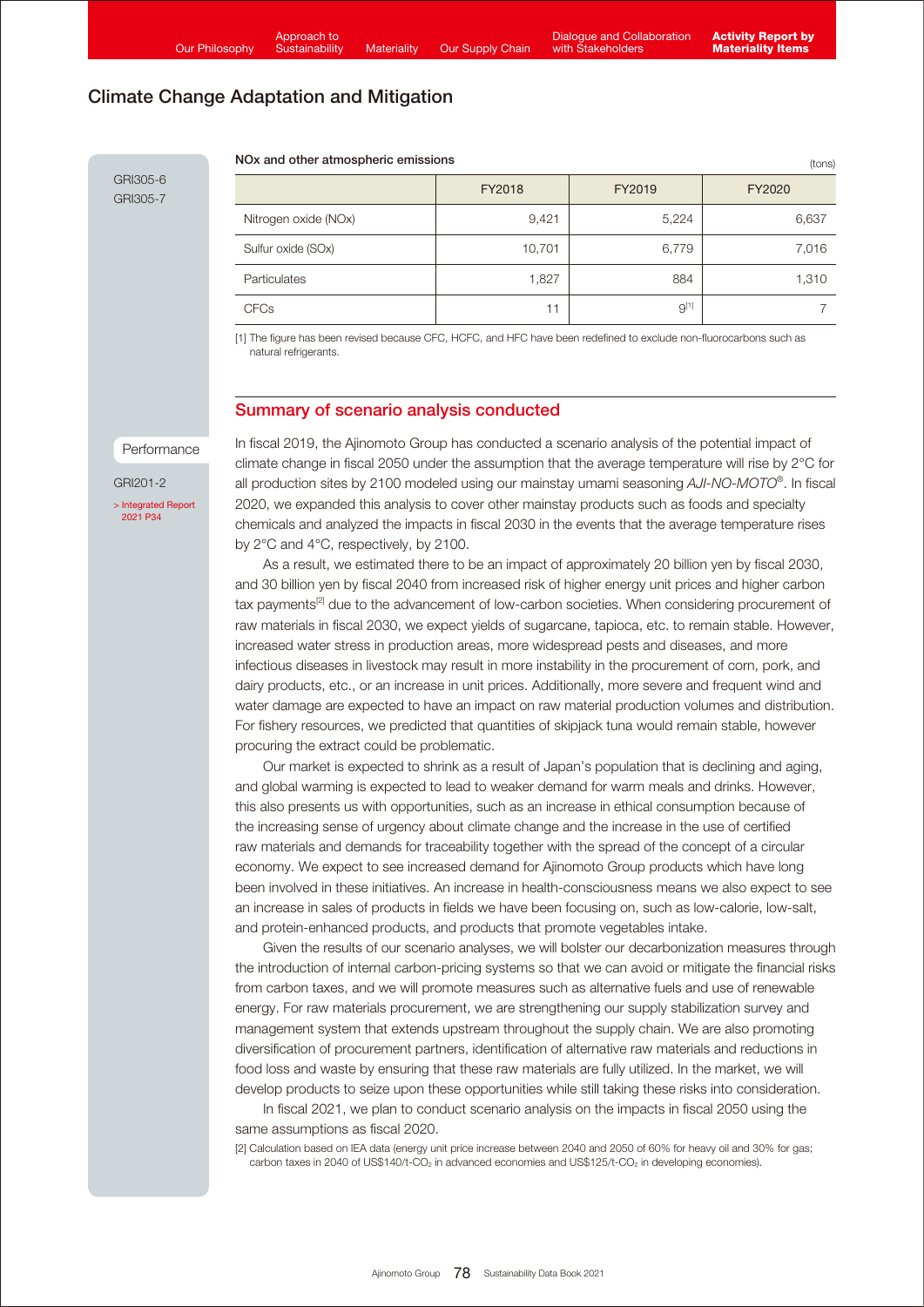## Climate Change Adaptation and Mitigation

GRI305-6
GRI305-7

**NOx and other atmospheric emissions** (tons)

| | FY2018 | FY2019 | FY2020 |
|---|---|---|---|
| Nitrogen oxide (NOx) | 9,421 | 5,224 | 6,637 |
| Sulfur oxide (SOx) | 10,701 | 6,779 | 7,016 |
| Particulates | 1,827 | 884 | 1,310 |
| CFCs | 11 | 9[1] | 7 |

[1] The figure has been revised because CFC, HCFC, and HFC have been redefined to exclude non-fluorocarbons such as natural refrigerants.

### Summary of scenario analysis conducted

Performance

GRI201-2

> Integrated Report 2021 P34

In fiscal 2019, the Ajinomoto Group has conducted a scenario analysis of the potential impact of climate change in fiscal 2050 under the assumption that the average temperature will rise by 2°C for all production sites by 2100 modeled using our mainstay umami seasoning *AJI-NO-MOTO*®. In fiscal 2020, we expanded this analysis to cover other mainstay products such as foods and specialty chemicals and analyzed the impacts in fiscal 2030 in the events that the average temperature rises by 2°C and 4°C, respectively, by 2100.

As a result, we estimated there to be an impact of approximately 20 billion yen by fiscal 2030, and 30 billion yen by fiscal 2040 from increased risk of higher energy unit prices and higher carbon tax payments[2] due to the advancement of low-carbon societies. When considering procurement of raw materials in fiscal 2030, we expect yields of sugarcane, tapioca, etc. to remain stable. However, increased water stress in production areas, more widespread pests and diseases, and more infectious diseases in livestock may result in more instability in the procurement of corn, pork, and dairy products, etc., or an increase in unit prices. Additionally, more severe and frequent wind and water damage are expected to have an impact on raw material production volumes and distribution. For fishery resources, we predicted that quantities of skipjack tuna would remain stable, however procuring the extract could be problematic.

Our market is expected to shrink as a result of Japan's population that is declining and aging, and global warming is expected to lead to weaker demand for warm meals and drinks. However, this also presents us with opportunities, such as an increase in ethical consumption because of the increasing sense of urgency about climate change and the increase in the use of certified raw materials and demands for traceability together with the spread of the concept of a circular economy. We expect to see increased demand for Ajinomoto Group products which have long been involved in these initiatives. An increase in health-consciousness means we also expect to see an increase in sales of products in fields we have been focusing on, such as low-calorie, low-salt, and protein-enhanced products, and products that promote vegetables intake.

Given the results of our scenario analyses, we will bolster our decarbonization measures through the introduction of internal carbon-pricing systems so that we can avoid or mitigate the financial risks from carbon taxes, and we will promote measures such as alternative fuels and use of renewable energy. For raw materials procurement, we are strengthening our supply stabilization survey and management system that extends upstream throughout the supply chain. We are also promoting diversification of procurement partners, identification of alternative raw materials and reductions in food loss and waste by ensuring that these raw materials are fully utilized. In the market, we will develop products to seize upon these opportunities while still taking these risks into consideration.

In fiscal 2021, we plan to conduct scenario analysis on the impacts in fiscal 2050 using the same assumptions as fiscal 2020.

[2] Calculation based on IEA data (energy unit price increase between 2040 and 2050 of 60% for heavy oil and 30% for gas; carbon taxes in 2040 of US$140/t-$CO_2$ in advanced economies and US$125/t-$CO_2$ in developing economies).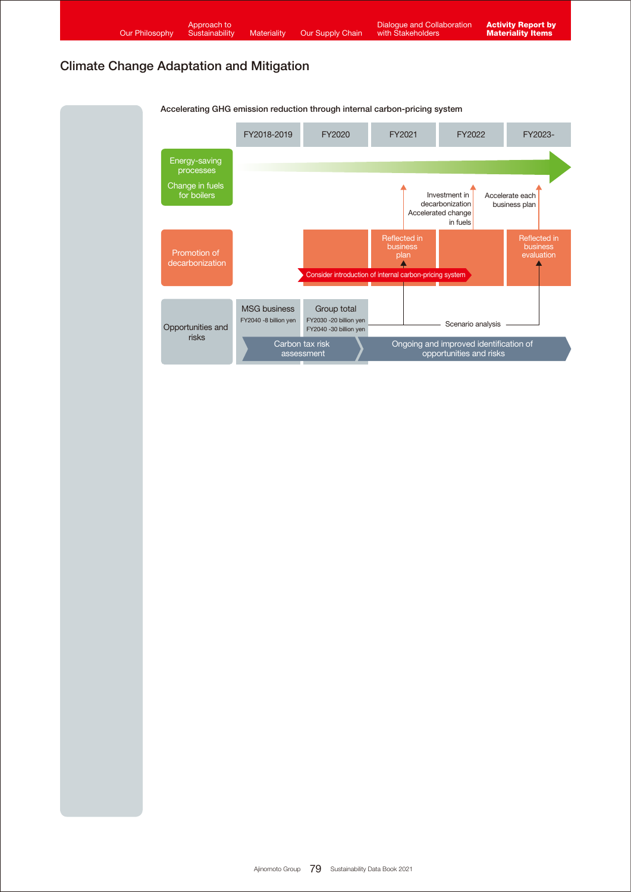## Climate Change Adaptation and Mitigation

**Accelerating GHG emission reduction through internal carbon-pricing system**

| | FY2018-2019 | FY2020 | FY2021 | FY2022 | FY2023- |
|---|---|---|---|---|---|
| Energy-saving processes<br>Change in fuels for boilers | | | | Investment in decarbonization<br>Accelerated change in fuels | Accelerate each business plan |
| Promotion of decarbonization | | Consider introduction of internal carbon-pricing system | Reflected in business plan | | Reflected in business evaluation |
| Opportunities and risks | MSG business<br>FY2040 -8 billion yen | Group total<br>FY2030 -20 billion yen<br>FY2040 -30 billion yen | Scenario analysis | | |
| | Carbon tax risk assessment | | Ongoing and improved identification of opportunities and risks | | |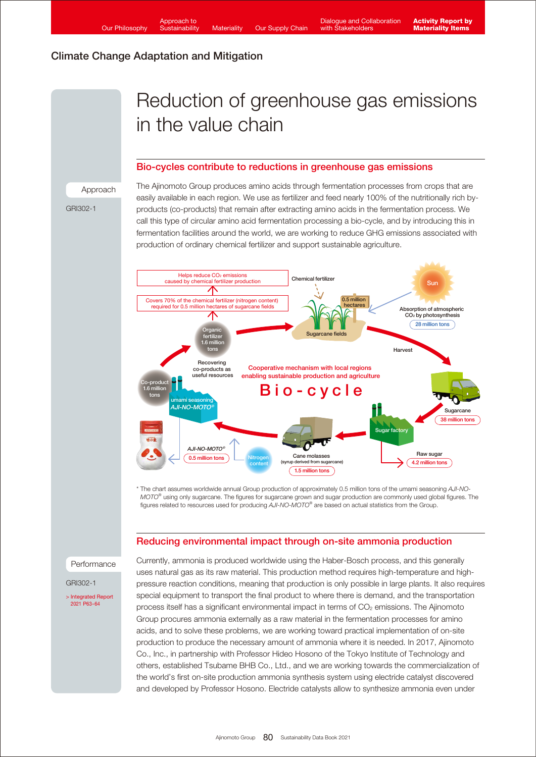## Climate Change Adaptation and Mitigation

# Reduction of greenhouse gas emissions in the value chain

### Bio-cycles contribute to reductions in greenhouse gas emissions

Approach

GRI302-1

The Ajinomoto Group produces amino acids through fermentation processes from crops that are easily available in each region. We use as fertilizer and feed nearly 100% of the nutritionally rich by-products (co-products) that remain after extracting amino acids in the fermentation process. We call this type of circular amino acid fermentation processing a bio-cycle, and by introducing this in fermentation facilities around the world, we are working to reduce GHG emissions associated with production of ordinary chemical fertilizer and support sustainable agriculture.

Helps reduce $CO_2$ emissions caused by chemical fertilizer production

Covers 70% of the chemical fertilizer (nitrogen content) required for 0.5 million hectares of sugarcane fields

Chemical fertilizer

Sun

0.5 million hectares

Sugarcane fields

Absorption of atmospheric $CO_2$ by photosynthesis 28 million tons

Organic fertilizer 1.6 million tons

Harvest

Recovering co-products as useful resources

Cooperative mechanism with local regions enabling sustainable production and agriculture

Bio-cycle

Co-product 1.6 million tons

umami seasoning *AJI-NO-MOTO®*

Sugarcane 38 million tons

Sugar factory

*AJI-NO-MOTO®* 0.5 million tons

Nitrogen content

Cane molasses (syrup derived from sugarcane) 1.5 million tons

Raw sugar 4.2 million tons

\* The chart assumes worldwide annual Group production of approximately 0.5 million tons of the umami seasoning *AJI-NO-MOTO®* using only sugarcane. The figures for sugarcane grown and sugar production are commonly used global figures. The figures related to resources used for producing *AJI-NO-MOTO®* are based on actual statistics from the Group.

### Reducing environmental impact through on-site ammonia production

Performance

GRI302-1

> Integrated Report 2021 P63–64

Currently, ammonia is produced worldwide using the Haber-Bosch process, and this generally uses natural gas as its raw material. This production method requires high-temperature and high-pressure reaction conditions, meaning that production is only possible in large plants. It also requires special equipment to transport the final product to where there is demand, and the transportation process itself has a significant environmental impact in terms of $CO_2$ emissions. The Ajinomoto Group procures ammonia externally as a raw material in the fermentation processes for amino acids, and to solve these problems, we are working toward practical implementation of on-site production to produce the necessary amount of ammonia where it is needed. In 2017, Ajinomoto Co., Inc., in partnership with Professor Hideo Hosono of the Tokyo Institute of Technology and others, established Tsubame BHB Co., Ltd., and we are working towards the commercialization of the world's first on-site production ammonia synthesis system using electride catalyst discovered and developed by Professor Hosono. Electride catalysts allow to synthesize ammonia even under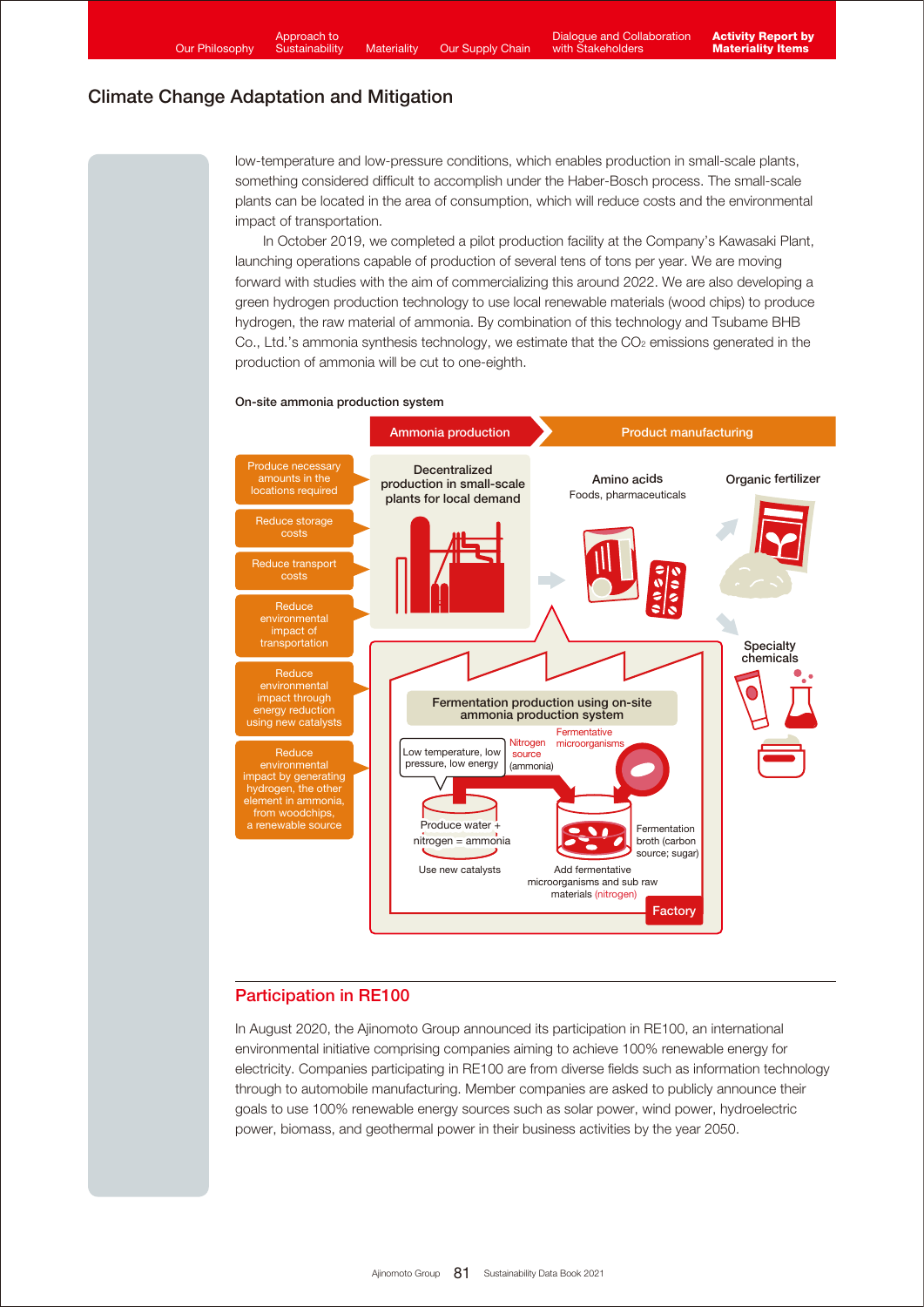## Climate Change Adaptation and Mitigation

low-temperature and low-pressure conditions, which enables production in small-scale plants, something considered difficult to accomplish under the Haber-Bosch process. The small-scale plants can be located in the area of consumption, which will reduce costs and the environmental impact of transportation.

In October 2019, we completed a pilot production facility at the Company's Kawasaki Plant, launching operations capable of production of several tens of tons per year. We are moving forward with studies with the aim of commercializing this around 2022. We are also developing a green hydrogen production technology to use local renewable materials (wood chips) to produce hydrogen, the raw material of ammonia. By combination of this technology and Tsubame BHB Co., Ltd.'s ammonia synthesis technology, we estimate that the $CO_2$ emissions generated in the production of ammonia will be cut to one-eighth.

**On-site ammonia production system**

Ammonia production | Product manufacturing

- Produce necessary amounts in the locations required
- Reduce storage costs
- Reduce transport costs
- Reduce environmental impact of transportation
- Reduce environmental impact through energy reduction using new catalysts
- Reduce environmental impact by generating hydrogen, the other element in ammonia, from woodchips, a renewable source

Decentralized production in small-scale plants for local demand

Amino acids
Foods, pharmaceuticals

Organic fertilizer

Specialty chemicals

Fermentation production using on-site ammonia production system

Low temperature, low pressure, low energy

Nitrogen source (ammonia)

Fermentative microorganisms

Produce water + nitrogen = ammonia

Use new catalysts

Fermentation broth (carbon source; sugar)

Add fermentative microorganisms and sub raw materials (nitrogen)

Factory

## Participation in RE100

In August 2020, the Ajinomoto Group announced its participation in RE100, an international environmental initiative comprising companies aiming to achieve 100% renewable energy for electricity. Companies participating in RE100 are from diverse fields such as information technology through to automobile manufacturing. Member companies are asked to publicly announce their goals to use 100% renewable energy sources such as solar power, wind power, hydroelectric power, biomass, and geothermal power in their business activities by the year 2050.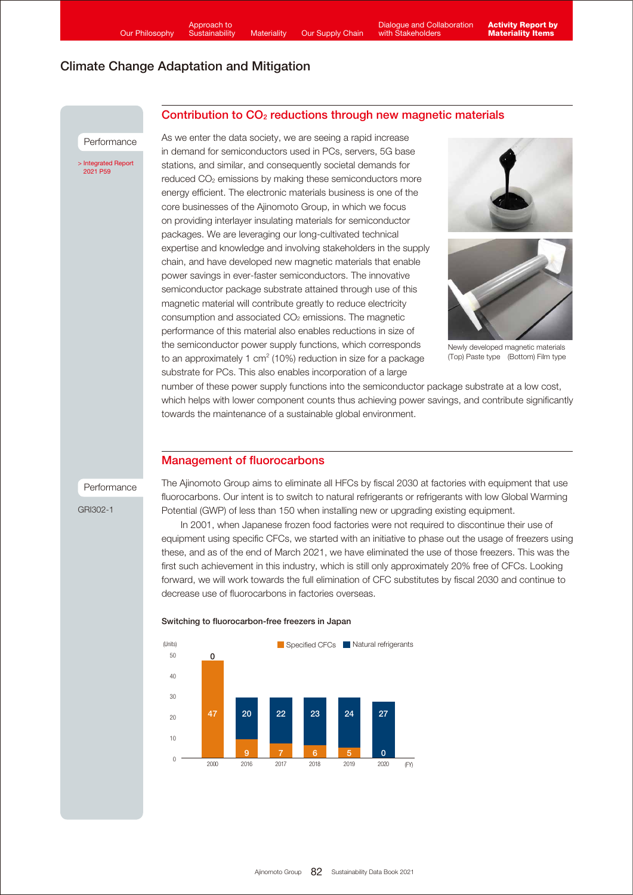# Climate Change Adaptation and Mitigation

## Contribution to $CO_2$ reductions through new magnetic materials

Performance

> Integrated Report 2021 P59

As we enter the data society, we are seeing a rapid increase in demand for semiconductors used in PCs, servers, 5G base stations, and similar, and consequently societal demands for reduced $CO_2$ emissions by making these semiconductors more energy efficient. The electronic materials business is one of the core businesses of the Ajinomoto Group, in which we focus on providing interlayer insulating materials for semiconductor packages. We are leveraging our long-cultivated technical expertise and knowledge and involving stakeholders in the supply chain, and have developed new magnetic materials that enable power savings in ever-faster semiconductors. The innovative semiconductor package substrate attained through use of this magnetic material will contribute greatly to reduce electricity consumption and associated $CO_2$ emissions. The magnetic performance of this material also enables reductions in size of the semiconductor power supply functions, which corresponds to an approximately 1 $cm^2$ (10%) reduction in size for a package substrate for PCs. This also enables incorporation of a large number of these power supply functions into the semiconductor package substrate at a low cost, which helps with lower component counts thus achieving power savings, and contribute significantly towards the maintenance of a sustainable global environment.

Newly developed magnetic materials
(Top) Paste type (Bottom) Film type

## Management of fluorocarbons

Performance

GRI302-1

The Ajinomoto Group aims to eliminate all HFCs by fiscal 2030 at factories with equipment that use fluorocarbons. Our intent is to switch to natural refrigerants or refrigerants with low Global Warming Potential (GWP) of less than 150 when installing new or upgrading existing equipment.

In 2001, when Japanese frozen food factories were not required to discontinue their use of equipment using specific CFCs, we started with an initiative to phase out the usage of freezers using these, and as of the end of March 2021, we have eliminated the use of those freezers. This was the first such achievement in this industry, which is still only approximately 20% free of CFCs. Looking forward, we will work towards the full elimination of CFC substitutes by fiscal 2030 and continue to decrease use of fluorocarbons in factories overseas.

**Switching to fluorocarbon-free freezers in Japan**

(Units)

| FY | Specified CFCs | Natural refrigerants |
|---|---|---|
| 2000 | 47 | 0 |
| 2016 | 9 | 20 |
| 2017 | 7 | 22 |
| 2018 | 6 | 23 |
| 2019 | 5 | 24 |
| 2020 | 0 | 27 |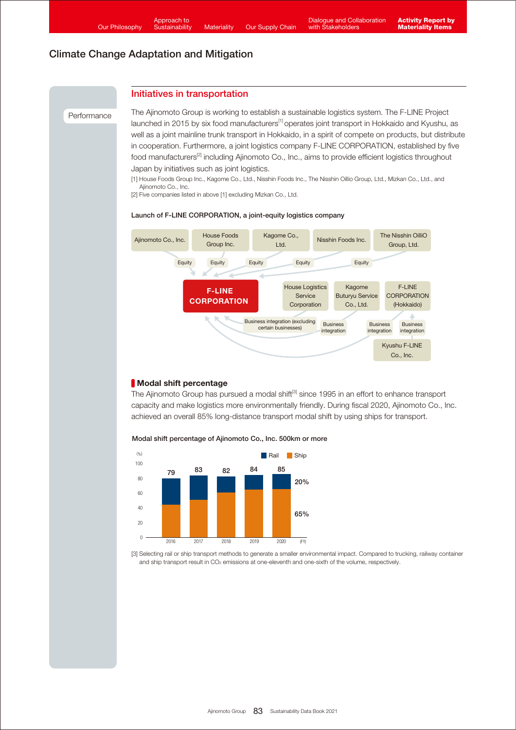## Climate Change Adaptation and Mitigation

Performance

### Initiatives in transportation

The Ajinomoto Group is working to establish a sustainable logistics system. The F-LINE Project launched in 2015 by six food manufacturers[1] operates joint transport in Hokkaido and Kyushu, as well as a joint mainline trunk transport in Hokkaido, in a spirit of compete on products, but distribute in cooperation. Furthermore, a joint logistics company F-LINE CORPORATION, established by five food manufacturers[2] including Ajinomoto Co., Inc., aims to provide efficient logistics throughout Japan by initiatives such as joint logistics.

[1] House Foods Group Inc., Kagome Co., Ltd., Nisshin Foods Inc., The Nisshin Oillio Group, Ltd., Mizkan Co., Ltd., and Ajinomoto Co., Inc.

[2] Five companies listed in above [1] excluding Mizkan Co., Ltd.

**Launch of F-LINE CORPORATION, a joint-equity logistics company**

Ajinomoto Co., Inc. — Equity → F-LINE CORPORATION
House Foods Group Inc. — Equity → F-LINE CORPORATION
Kagome Co., Ltd. — Equity → F-LINE CORPORATION
Nisshin Foods Inc. — Equity → F-LINE CORPORATION
The Nisshin OilliO Group, Ltd. — Equity → F-LINE CORPORATION

House Logistics Service Corporation — Business integration (excluding certain businesses) → F-LINE CORPORATION
Kagome Buturyu Service Co., Ltd. — Business integration → F-LINE CORPORATION
F-LINE CORPORATION (Hokkaido) — Business integration → F-LINE CORPORATION
Kyushu F-LINE Co., Inc. — Business integration → F-LINE CORPORATION (Hokkaido)

### Modal shift percentage

The Ajinomoto Group has pursued a modal shift[3] since 1995 in an effort to enhance transport capacity and make logistics more environmentally friendly. During fiscal 2020, Ajinomoto Co., Inc. achieved an overall 85% long-distance transport modal shift by using ships for transport.

**Modal shift percentage of Ajinomoto Co., Inc. 500km or more**

| FY | Total (%) |
|---|---|
| 2016 | 79 |
| 2017 | 83 |
| 2018 | 82 |
| 2019 | 84 |
| 2020 | 85 (Rail 20%, Ship 65%) |

[3] Selecting rail or ship transport methods to generate a smaller environmental impact. Compared to trucking, railway container and ship transport result in $CO_2$ emissions at one-eleventh and one-sixth of the volume, respectively.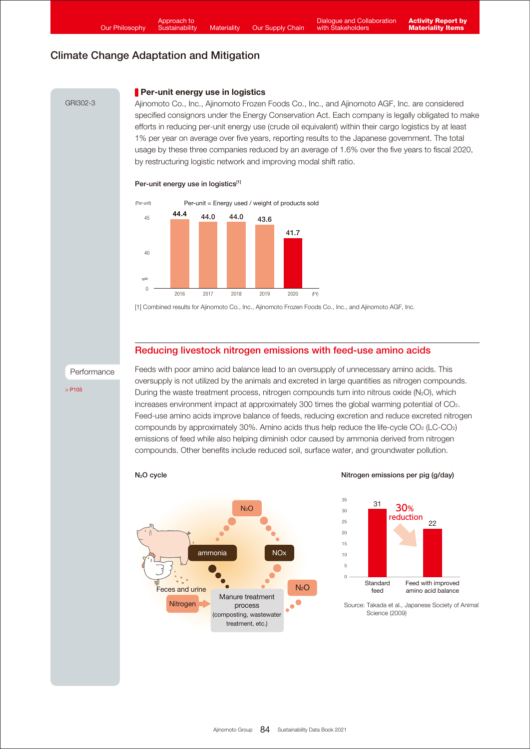## Climate Change Adaptation and Mitigation

GRI302-3

### Per-unit energy use in logistics

Ajinomoto Co., Inc., Ajinomoto Frozen Foods Co., Inc., and Ajinomoto AGF, Inc. are considered specified consignors under the Energy Conservation Act. Each company is legally obligated to make efforts in reducing per-unit energy use (crude oil equivalent) within their cargo logistics by at least 1% per year on average over five years, reporting results to the Japanese government. The total usage by these three companies reduced by an average of 1.6% over the five years to fiscal 2020, by restructuring logistic network and improving modal shift ratio.

Per-unit energy use in logistics[1]

(Per-unit)

Per-unit = Energy used / weight of products sold

45
40
0

44.4
44.0
44.0
43.6
41.7

2016
2017
2018
2019
2020
(FY)

[1] Combined results for Ajinomoto Co., Inc., Ajinomoto Frozen Foods Co., Inc., and Ajinomoto AGF, Inc.

### Reducing livestock nitrogen emissions with feed-use amino acids

Performance

> P105

Feeds with poor amino acid balance lead to an oversupply of unnecessary amino acids. This oversupply is not utilized by the animals and excreted in large quantities as nitrogen compounds. During the waste treatment process, nitrogen compounds turn into nitrous oxide ($N_2O$), which increases environment impact at approximately 300 times the global warming potential of $CO_2$. Feed-use amino acids improve balance of feeds, reducing excretion and reduce excreted nitrogen compounds by approximately 30%. Amino acids thus help reduce the life-cycle $CO_2$ (LC-$CO_2$) emissions of feed while also helping diminish odor caused by ammonia derived from nitrogen compounds. Other benefits include reduced soil, surface water, and groundwater pollution.

$N_2O$ cycle

$N_2O$
ammonia
NOx
$N_2O$
Feces and urine
Nitrogen
Manure treatment process (composting, wastewater treatment, etc.)

Nitrogen emissions per pig (g/day)

35
30
25
20
15
10
5
0

31
22
30% reduction

Standard feed
Feed with improved amino acid balance

Source: Takada et al., Japanese Society of Animal Science (2009)